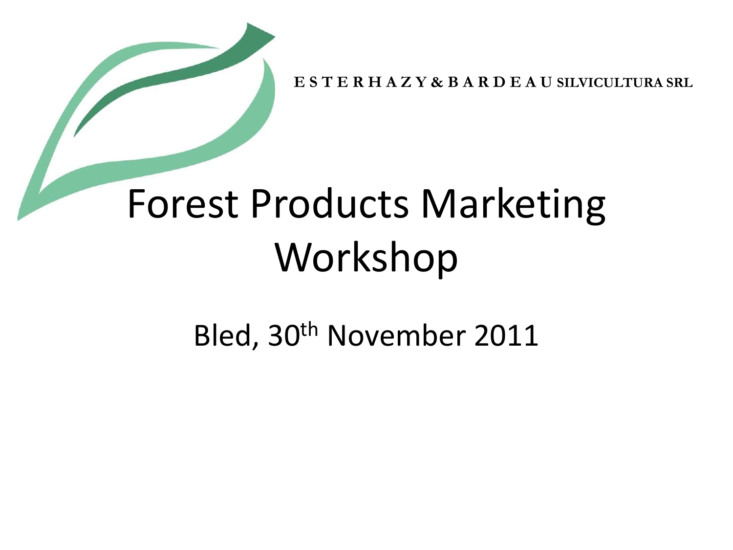ESTERHAZY & BARDEAU SILVICULTURA SRL

# Forest Products Marketing Workshop

Bled, 30th November 2011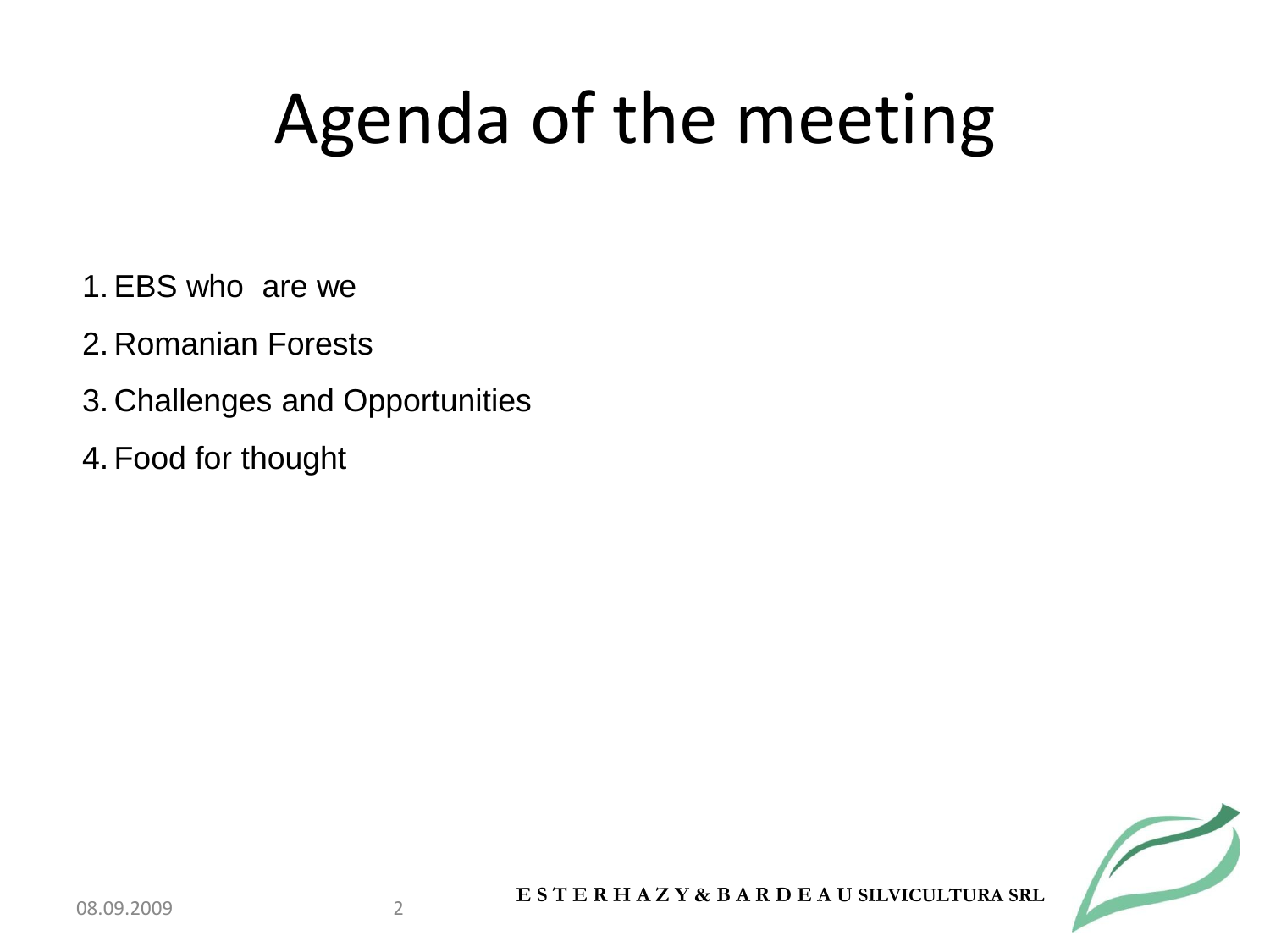# Agenda of the meeting

1. EBS who are we
2. Romanian Forests
3. Challenges and Opportunities
4. Food for thought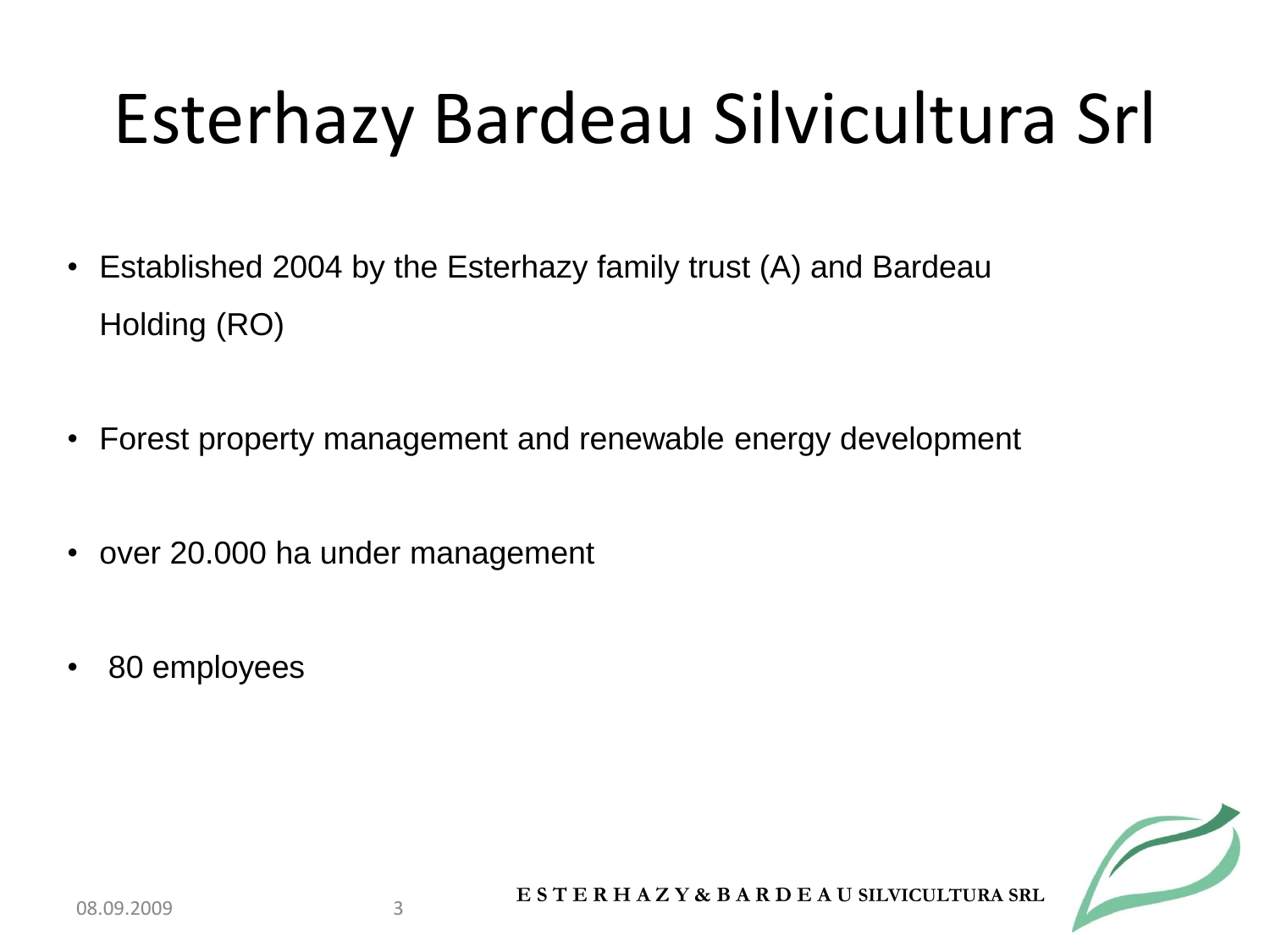# Esterhazy Bardeau Silvicultura Srl

- Established 2004 by the Esterhazy family trust (A) and Bardeau Holding (RO)
- Forest property management and renewable energy development
- over 20.000 ha under management
- 80 employees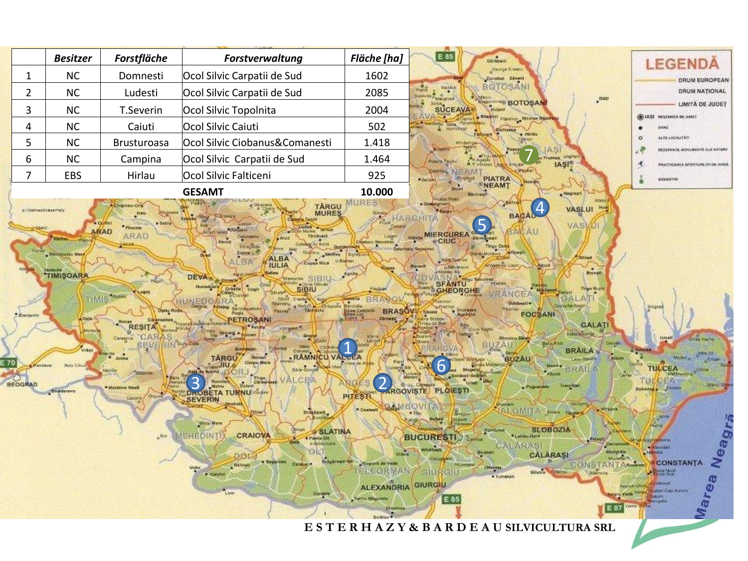| | Besitzer | Forstfläche | Forstverwaltung | Fläche [ha] |
|---|---|---|---|---|
| 1 | NC | Domnesti | Ocol Silvic Carpatii de Sud | 1602 |
| 2 | NC | Ludesti | Ocol Silvic Carpatii de Sud | 2085 |
| 3 | NC | T.Severin | Ocol Silvic Topolnita | 2004 |
| 4 | NC | Caiuti | Ocol Silvic Caiuti | 502 |
| 5 | NC | Brusturoasa | Ocol Silvic Ciobanus&Comanesti | 1.418 |
| 6 | NC | Campina | Ocol Silvic Carpatii de Sud | 1.464 |
| 7 | EBS | Hirlau | Ocol Silvic Falticeni | 925 |
| | | | **GESAMT** | **10.000** |

ESTERHAZY & BARDEAU SILVICULTURA SRL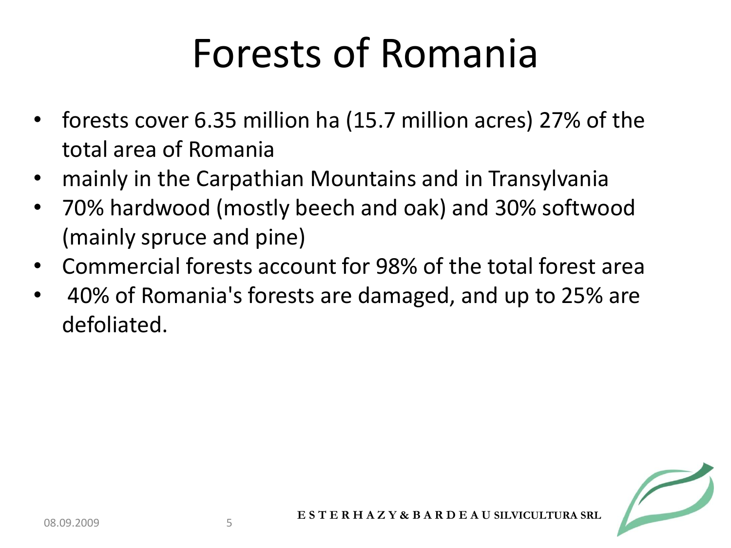# Forests of Romania

- forests cover 6.35 million ha (15.7 million acres) 27% of the total area of Romania
- mainly in the Carpathian Mountains and in Transylvania
- 70% hardwood (mostly beech and oak) and 30% softwood (mainly spruce and pine)
- Commercial forests account for 98% of the total forest area
- 40% of Romania's forests are damaged, and up to 25% are defoliated.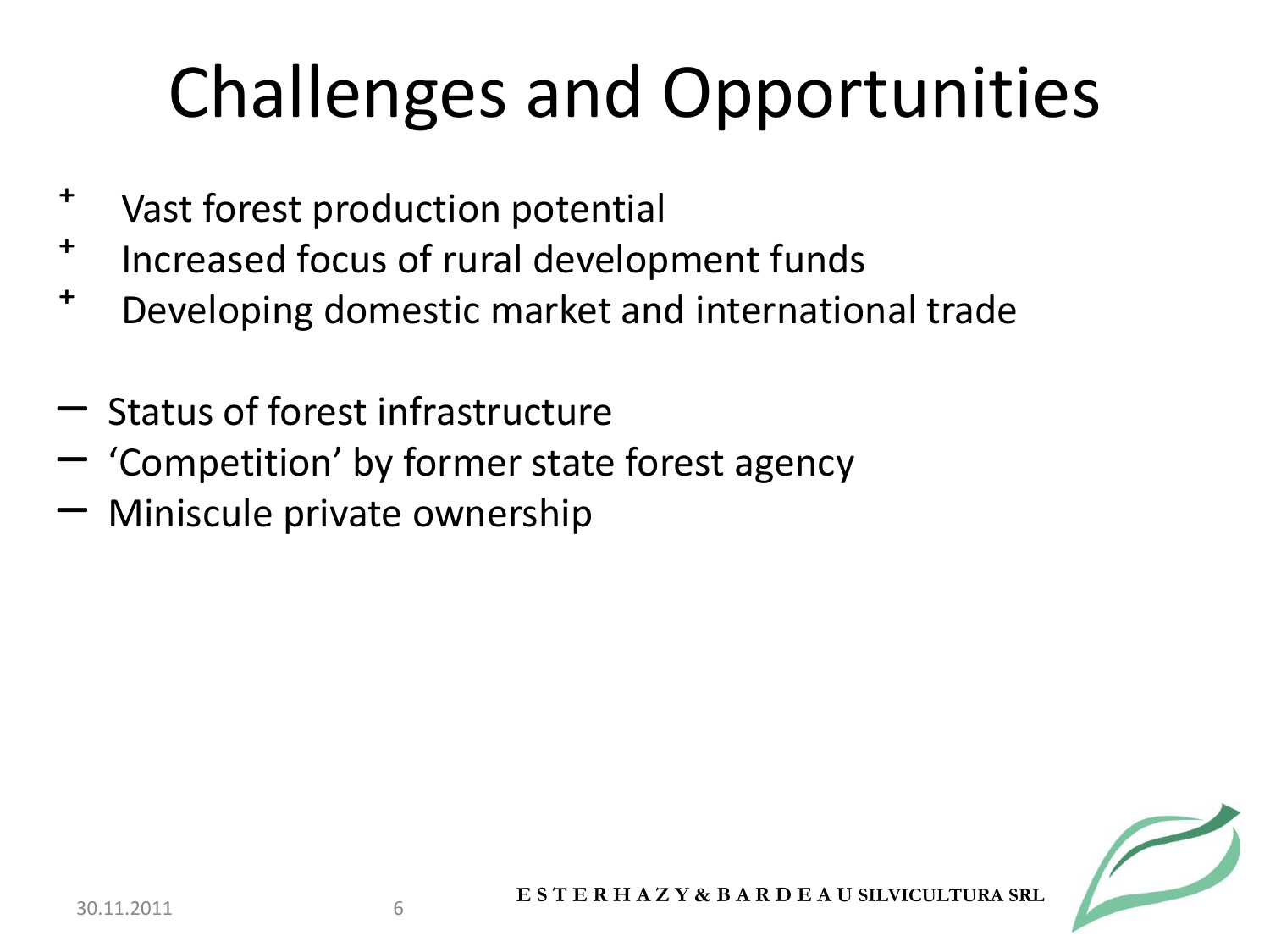# Challenges and Opportunities

- + Vast forest production potential
- + Increased focus of rural development funds
- + Developing domestic market and international trade

- – Status of forest infrastructure
- – ‘Competition’ by former state forest agency
- – Miniscule private ownership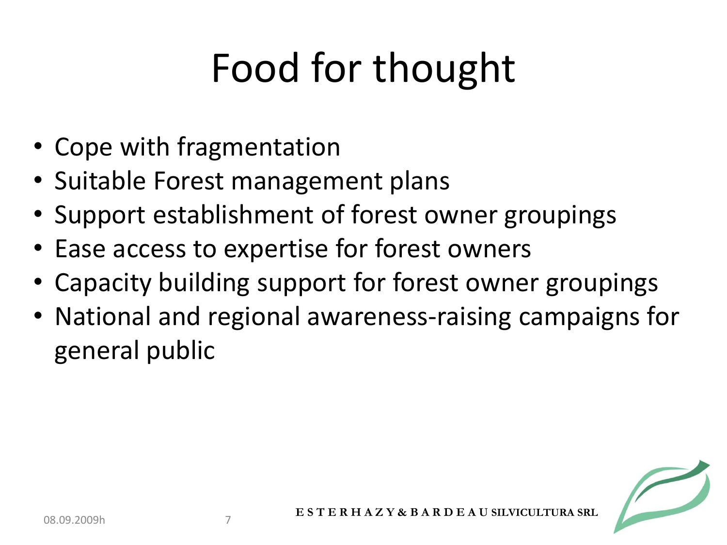# Food for thought

- Cope with fragmentation
- Suitable Forest management plans
- Support establishment of forest owner groupings
- Ease access to expertise for forest owners
- Capacity building support for forest owner groupings
- National and regional awareness-raising campaigns for general public